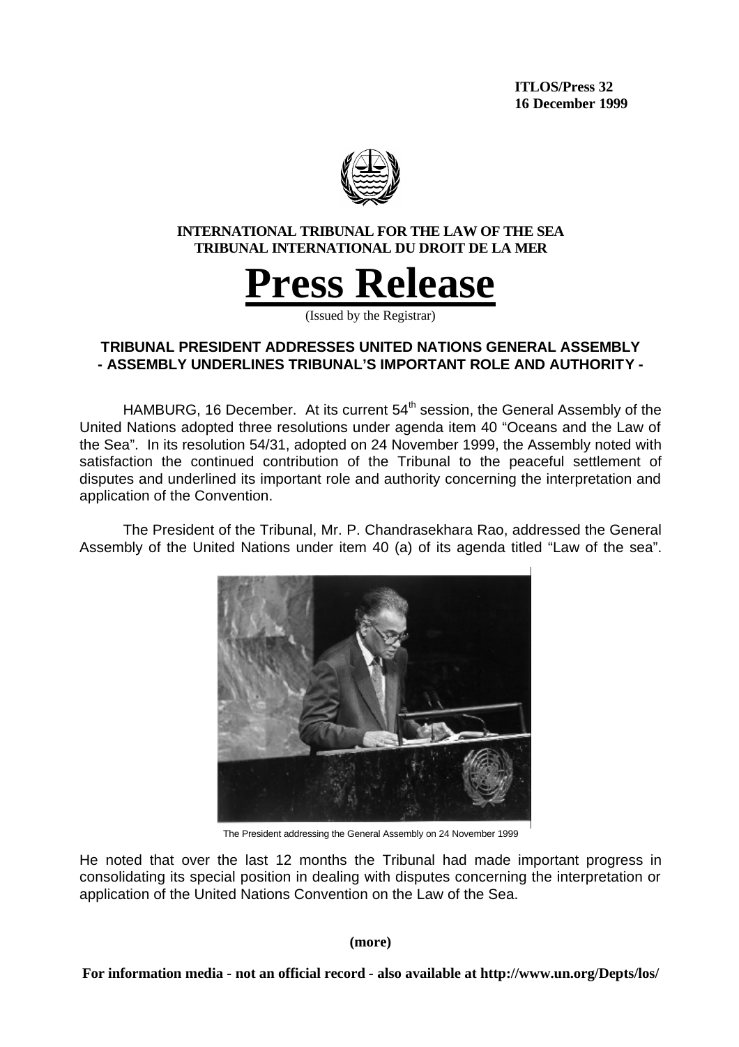**ITLOS/Press 32**
**16 December 1999**

**INTERNATIONAL TRIBUNAL FOR THE LAW OF THE SEA**
**TRIBUNAL INTERNATIONAL DU DROIT DE LA MER**

# Press Release

(Issued by the Registrar)

## TRIBUNAL PRESIDENT ADDRESSES UNITED NATIONS GENERAL ASSEMBLY - ASSEMBLY UNDERLINES TRIBUNAL'S IMPORTANT ROLE AND AUTHORITY -

HAMBURG, 16 December. At its current 54th session, the General Assembly of the United Nations adopted three resolutions under agenda item 40 "Oceans and the Law of the Sea". In its resolution 54/31, adopted on 24 November 1999, the Assembly noted with satisfaction the continued contribution of the Tribunal to the peaceful settlement of disputes and underlined its important role and authority concerning the interpretation and application of the Convention.

The President of the Tribunal, Mr. P. Chandrasekhara Rao, addressed the General Assembly of the United Nations under item 40 (a) of its agenda titled "Law of the sea".

The President addressing the General Assembly on 24 November 1999

He noted that over the last 12 months the Tribunal had made important progress in consolidating its special position in dealing with disputes concerning the interpretation or application of the United Nations Convention on the Law of the Sea.

**(more)**

**For information media - not an official record - also available at http://www.un.org/Depts/los/**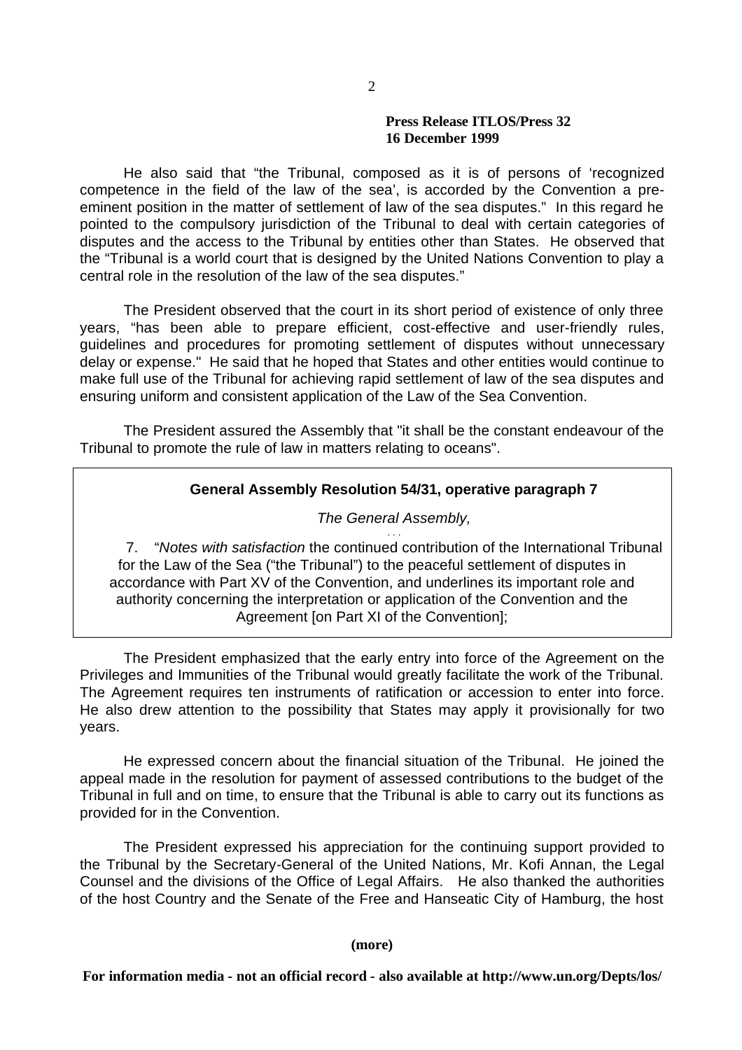**Press Release ITLOS/Press 32**
**16 December 1999**

He also said that "the Tribunal, composed as it is of persons of 'recognized competence in the field of the law of the sea', is accorded by the Convention a pre-eminent position in the matter of settlement of law of the sea disputes." In this regard he pointed to the compulsory jurisdiction of the Tribunal to deal with certain categories of disputes and the access to the Tribunal by entities other than States. He observed that the "Tribunal is a world court that is designed by the United Nations Convention to play a central role in the resolution of the law of the sea disputes."

The President observed that the court in its short period of existence of only three years, "has been able to prepare efficient, cost-effective and user-friendly rules, guidelines and procedures for promoting settlement of disputes without unnecessary delay or expense." He said that he hoped that States and other entities would continue to make full use of the Tribunal for achieving rapid settlement of law of the sea disputes and ensuring uniform and consistent application of the Law of the Sea Convention.

The President assured the Assembly that "it shall be the constant endeavour of the Tribunal to promote the rule of law in matters relating to oceans".

> **General Assembly Resolution 54/31, operative paragraph 7**
>
> *The General Assembly,*
>
> ...
>
> 7. "*Notes with satisfaction* the continued contribution of the International Tribunal for the Law of the Sea ("the Tribunal") to the peaceful settlement of disputes in accordance with Part XV of the Convention, and underlines its important role and authority concerning the interpretation or application of the Convention and the Agreement [on Part XI of the Convention];

The President emphasized that the early entry into force of the Agreement on the Privileges and Immunities of the Tribunal would greatly facilitate the work of the Tribunal. The Agreement requires ten instruments of ratification or accession to enter into force. He also drew attention to the possibility that States may apply it provisionally for two years.

He expressed concern about the financial situation of the Tribunal. He joined the appeal made in the resolution for payment of assessed contributions to the budget of the Tribunal in full and on time, to ensure that the Tribunal is able to carry out its functions as provided for in the Convention.

The President expressed his appreciation for the continuing support provided to the Tribunal by the Secretary-General of the United Nations, Mr. Kofi Annan, the Legal Counsel and the divisions of the Office of Legal Affairs. He also thanked the authorities of the host Country and the Senate of the Free and Hanseatic City of Hamburg, the host

**(more)**

**For information media - not an official record - also available at http://www.un.org/Depts/los/**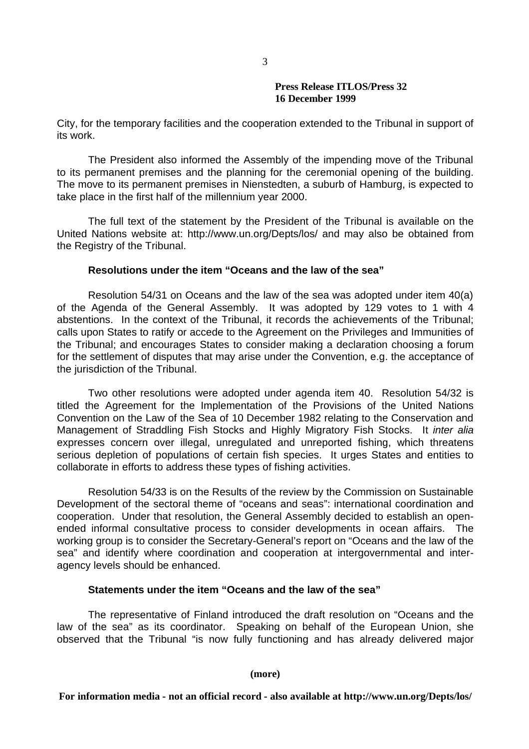City, for the temporary facilities and the cooperation extended to the Tribunal in support of its work.

The President also informed the Assembly of the impending move of the Tribunal to its permanent premises and the planning for the ceremonial opening of the building. The move to its permanent premises in Nienstedten, a suburb of Hamburg, is expected to take place in the first half of the millennium year 2000.

The full text of the statement by the President of the Tribunal is available on the United Nations website at: http://www.un.org/Depts/los/ and may also be obtained from the Registry of the Tribunal.

**Resolutions under the item "Oceans and the law of the sea"**

Resolution 54/31 on Oceans and the law of the sea was adopted under item 40(a) of the Agenda of the General Assembly. It was adopted by 129 votes to 1 with 4 abstentions. In the context of the Tribunal, it records the achievements of the Tribunal; calls upon States to ratify or accede to the Agreement on the Privileges and Immunities of the Tribunal; and encourages States to consider making a declaration choosing a forum for the settlement of disputes that may arise under the Convention, e.g. the acceptance of the jurisdiction of the Tribunal.

Two other resolutions were adopted under agenda item 40. Resolution 54/32 is titled the Agreement for the Implementation of the Provisions of the United Nations Convention on the Law of the Sea of 10 December 1982 relating to the Conservation and Management of Straddling Fish Stocks and Highly Migratory Fish Stocks. It *inter alia* expresses concern over illegal, unregulated and unreported fishing, which threatens serious depletion of populations of certain fish species. It urges States and entities to collaborate in efforts to address these types of fishing activities.

Resolution 54/33 is on the Results of the review by the Commission on Sustainable Development of the sectoral theme of "oceans and seas": international coordination and cooperation. Under that resolution, the General Assembly decided to establish an open-ended informal consultative process to consider developments in ocean affairs. The working group is to consider the Secretary-General's report on "Oceans and the law of the sea" and identify where coordination and cooperation at intergovernmental and inter-agency levels should be enhanced.

**Statements under the item "Oceans and the law of the sea"**

The representative of Finland introduced the draft resolution on "Oceans and the law of the sea" as its coordinator. Speaking on behalf of the European Union, she observed that the Tribunal "is now fully functioning and has already delivered major

**(more)**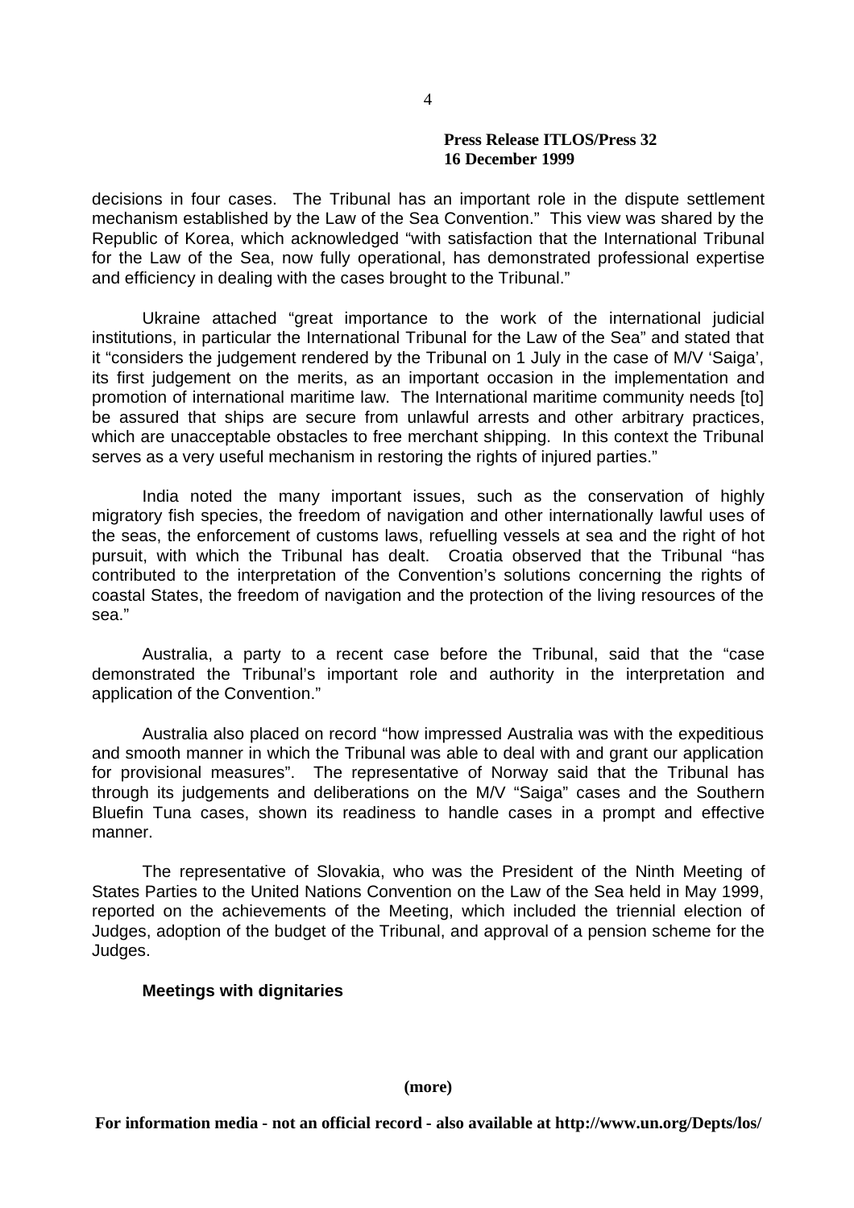decisions in four cases. The Tribunal has an important role in the dispute settlement mechanism established by the Law of the Sea Convention." This view was shared by the Republic of Korea, which acknowledged "with satisfaction that the International Tribunal for the Law of the Sea, now fully operational, has demonstrated professional expertise and efficiency in dealing with the cases brought to the Tribunal."

Ukraine attached "great importance to the work of the international judicial institutions, in particular the International Tribunal for the Law of the Sea" and stated that it "considers the judgement rendered by the Tribunal on 1 July in the case of M/V 'Saiga', its first judgement on the merits, as an important occasion in the implementation and promotion of international maritime law. The International maritime community needs [to] be assured that ships are secure from unlawful arrests and other arbitrary practices, which are unacceptable obstacles to free merchant shipping. In this context the Tribunal serves as a very useful mechanism in restoring the rights of injured parties."

India noted the many important issues, such as the conservation of highly migratory fish species, the freedom of navigation and other internationally lawful uses of the seas, the enforcement of customs laws, refuelling vessels at sea and the right of hot pursuit, with which the Tribunal has dealt. Croatia observed that the Tribunal "has contributed to the interpretation of the Convention's solutions concerning the rights of coastal States, the freedom of navigation and the protection of the living resources of the sea."

Australia, a party to a recent case before the Tribunal, said that the "case demonstrated the Tribunal's important role and authority in the interpretation and application of the Convention."

Australia also placed on record "how impressed Australia was with the expeditious and smooth manner in which the Tribunal was able to deal with and grant our application for provisional measures". The representative of Norway said that the Tribunal has through its judgements and deliberations on the M/V "Saiga" cases and the Southern Bluefin Tuna cases, shown its readiness to handle cases in a prompt and effective manner.

The representative of Slovakia, who was the President of the Ninth Meeting of States Parties to the United Nations Convention on the Law of the Sea held in May 1999, reported on the achievements of the Meeting, which included the triennial election of Judges, adoption of the budget of the Tribunal, and approval of a pension scheme for the Judges.

**Meetings with dignitaries**

(more)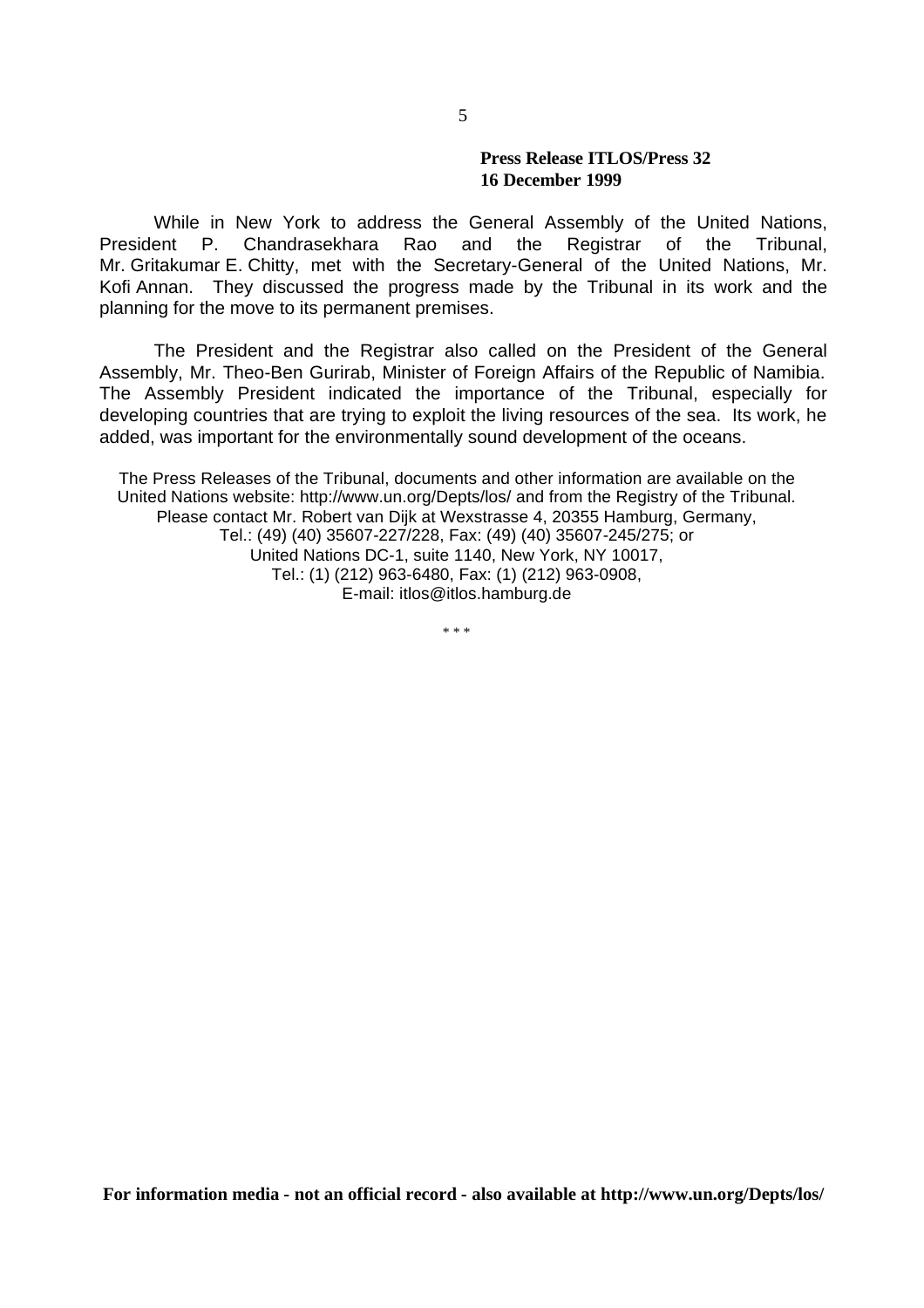**Press Release ITLOS/Press 32**
**16 December 1999**

While in New York to address the General Assembly of the United Nations, President P. Chandrasekhara Rao and the Registrar of the Tribunal, Mr. Gritakumar E. Chitty, met with the Secretary-General of the United Nations, Mr. Kofi Annan. They discussed the progress made by the Tribunal in its work and the planning for the move to its permanent premises.

The President and the Registrar also called on the President of the General Assembly, Mr. Theo-Ben Gurirab, Minister of Foreign Affairs of the Republic of Namibia. The Assembly President indicated the importance of the Tribunal, especially for developing countries that are trying to exploit the living resources of the sea. Its work, he added, was important for the environmentally sound development of the oceans.

The Press Releases of the Tribunal, documents and other information are available on the United Nations website: http://www.un.org/Depts/los/ and from the Registry of the Tribunal. Please contact Mr. Robert van Dijk at Wexstrasse 4, 20355 Hamburg, Germany, Tel.: (49) (40) 35607-227/228, Fax: (49) (40) 35607-245/275; or United Nations DC-1, suite 1140, New York, NY 10017, Tel.: (1) (212) 963-6480, Fax: (1) (212) 963-0908, E-mail: itlos@itlos.hamburg.de

\* \* \*

**For information media - not an official record - also available at http://www.un.org/Depts/los/**